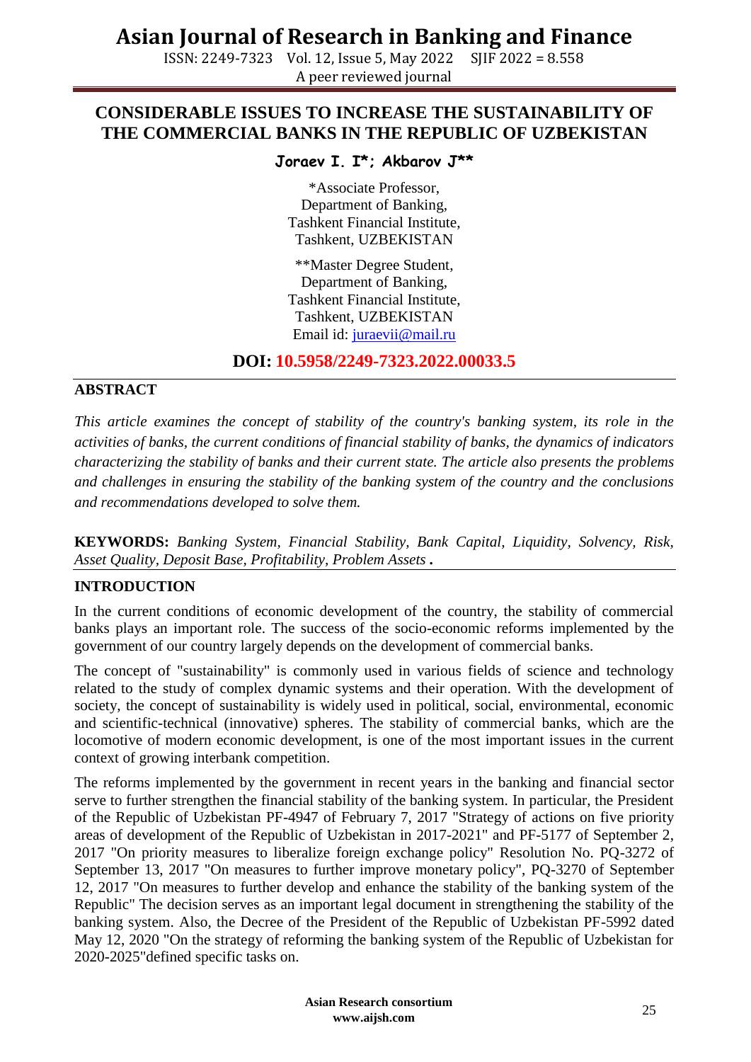# CONSIDERABLE ISSUES TO INCREASE THE SUSTAINABILITY OF THE COMMERCIAL BANKS IN THE REPUBLIC OF UZBEKISTAN

**Joraev I. I\*; Akbarov J\*\***

\*Associate Professor,
Department of Banking,
Tashkent Financial Institute,
Tashkent, UZBEKISTAN

\*\*Master Degree Student,
Department of Banking,
Tashkent Financial Institute,
Tashkent, UZBEKISTAN
Email id: juraevii@mail.ru

**DOI: 10.5958/2249-7323.2022.00033.5**

## ABSTRACT

*This article examines the concept of stability of the country's banking system, its role in the activities of banks, the current conditions of financial stability of banks, the dynamics of indicators characterizing the stability of banks and their current state. The article also presents the problems and challenges in ensuring the stability of the banking system of the country and the conclusions and recommendations developed to solve them.*

**KEYWORDS:** *Banking System, Financial Stability, Bank Capital, Liquidity, Solvency, Risk, Asset Quality, Deposit Base, Profitability, Problem Assets* **.**

## INTRODUCTION

In the current conditions of economic development of the country, the stability of commercial banks plays an important role. The success of the socio-economic reforms implemented by the government of our country largely depends on the development of commercial banks.

The concept of "sustainability" is commonly used in various fields of science and technology related to the study of complex dynamic systems and their operation. With the development of society, the concept of sustainability is widely used in political, social, environmental, economic and scientific-technical (innovative) spheres. The stability of commercial banks, which are the locomotive of modern economic development, is one of the most important issues in the current context of growing interbank competition.

The reforms implemented by the government in recent years in the banking and financial sector serve to further strengthen the financial stability of the banking system. In particular, the President of the Republic of Uzbekistan PF-4947 of February 7, 2017 "Strategy of actions on five priority areas of development of the Republic of Uzbekistan in 2017-2021" and PF-5177 of September 2, 2017 "On priority measures to liberalize foreign exchange policy" Resolution No. PQ-3272 of September 13, 2017 "On measures to further improve monetary policy", PQ-3270 of September 12, 2017 "On measures to further develop and enhance the stability of the banking system of the Republic" The decision serves as an important legal document in strengthening the stability of the banking system. Also, the Decree of the President of the Republic of Uzbekistan PF-5992 dated May 12, 2020 "On the strategy of reforming the banking system of the Republic of Uzbekistan for 2020-2025"defined specific tasks on.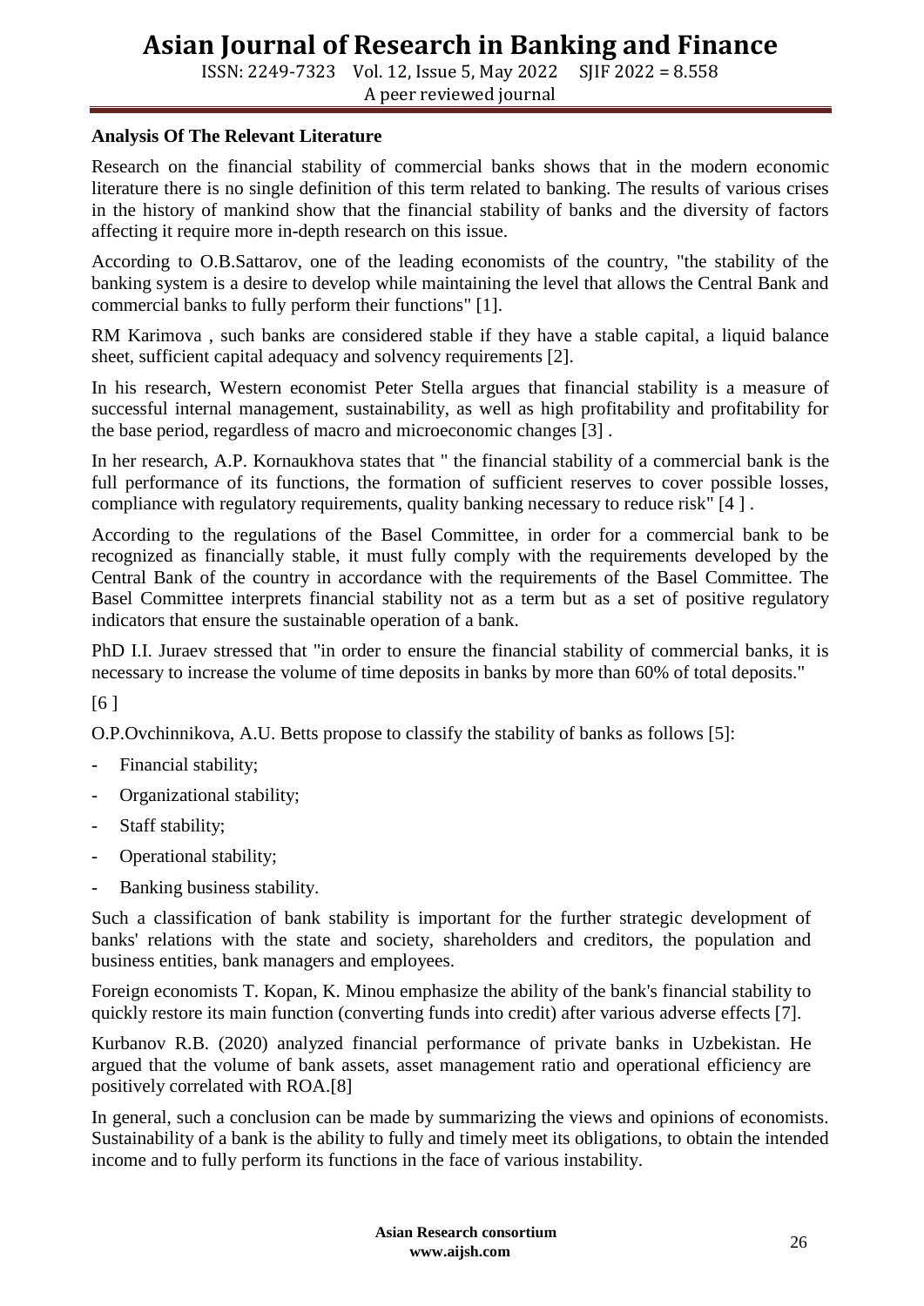**Analysis Of The Relevant Literature**

Research on the financial stability of commercial banks shows that in the modern economic literature there is no single definition of this term related to banking. The results of various crises in the history of mankind show that the financial stability of banks and the diversity of factors affecting it require more in-depth research on this issue.

According to O.B.Sattarov, one of the leading economists of the country, "the stability of the banking system is a desire to develop while maintaining the level that allows the Central Bank and commercial banks to fully perform their functions" [1].

RM Karimova , such banks are considered stable if they have a stable capital, a liquid balance sheet, sufficient capital adequacy and solvency requirements [2].

In his research, Western economist Peter Stella argues that financial stability is a measure of successful internal management, sustainability, as well as high profitability and profitability for the base period, regardless of macro and microeconomic changes [3] .

In her research, A.P. Kornaukhova states that " the financial stability of a commercial bank is the full performance of its functions, the formation of sufficient reserves to cover possible losses, compliance with regulatory requirements, quality banking necessary to reduce risk" [4 ] .

According to the regulations of the Basel Committee, in order for a commercial bank to be recognized as financially stable, it must fully comply with the requirements developed by the Central Bank of the country in accordance with the requirements of the Basel Committee. The Basel Committee interprets financial stability not as a term but as a set of positive regulatory indicators that ensure the sustainable operation of a bank.

PhD I.I. Juraev stressed that "in order to ensure the financial stability of commercial banks, it is necessary to increase the volume of time deposits in banks by more than 60% of total deposits."

[6 ]

O.P.Ovchinnikova, A.U. Betts propose to classify the stability of banks as follows [5]:

- Financial stability;
- Organizational stability;
- Staff stability;
- Operational stability;
- Banking business stability.

Such a classification of bank stability is important for the further strategic development of banks' relations with the state and society, shareholders and creditors, the population and business entities, bank managers and employees.

Foreign economists T. Kopan, K. Minou emphasize the ability of the bank's financial stability to quickly restore its main function (converting funds into credit) after various adverse effects [7].

Kurbanov R.B. (2020) analyzed financial performance of private banks in Uzbekistan. He argued that the volume of bank assets, asset management ratio and operational efficiency are positively correlated with ROA.[8]

In general, such a conclusion can be made by summarizing the views and opinions of economists. Sustainability of a bank is the ability to fully and timely meet its obligations, to obtain the intended income and to fully perform its functions in the face of various instability.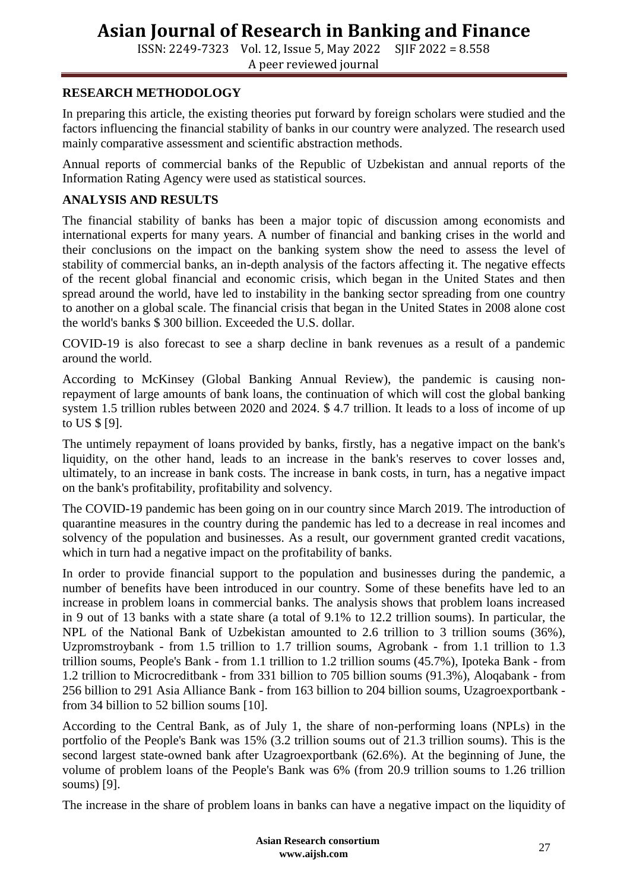## RESEARCH METHODOLOGY

In preparing this article, the existing theories put forward by foreign scholars were studied and the factors influencing the financial stability of banks in our country were analyzed. The research used mainly comparative assessment and scientific abstraction methods.

Annual reports of commercial banks of the Republic of Uzbekistan and annual reports of the Information Rating Agency were used as statistical sources.

## ANALYSIS AND RESULTS

The financial stability of banks has been a major topic of discussion among economists and international experts for many years. A number of financial and banking crises in the world and their conclusions on the impact on the banking system show the need to assess the level of stability of commercial banks, an in-depth analysis of the factors affecting it. The negative effects of the recent global financial and economic crisis, which began in the United States and then spread around the world, have led to instability in the banking sector spreading from one country to another on a global scale. The financial crisis that began in the United States in 2008 alone cost the world's banks $ 300 billion. Exceeded the U.S. dollar.

COVID-19 is also forecast to see a sharp decline in bank revenues as a result of a pandemic around the world.

According to McKinsey (Global Banking Annual Review), the pandemic is causing non-repayment of large amounts of bank loans, the continuation of which will cost the global banking system 1.5 trillion rubles between 2020 and 2024. $ 4.7 trillion. It leads to a loss of income of up to US $ [9].

The untimely repayment of loans provided by banks, firstly, has a negative impact on the bank's liquidity, on the other hand, leads to an increase in the bank's reserves to cover losses and, ultimately, to an increase in bank costs. The increase in bank costs, in turn, has a negative impact on the bank's profitability, profitability and solvency.

The COVID-19 pandemic has been going on in our country since March 2019. The introduction of quarantine measures in the country during the pandemic has led to a decrease in real incomes and solvency of the population and businesses. As a result, our government granted credit vacations, which in turn had a negative impact on the profitability of banks.

In order to provide financial support to the population and businesses during the pandemic, a number of benefits have been introduced in our country. Some of these benefits have led to an increase in problem loans in commercial banks. The analysis shows that problem loans increased in 9 out of 13 banks with a state share (a total of 9.1% to 12.2 trillion soums). In particular, the NPL of the National Bank of Uzbekistan amounted to 2.6 trillion to 3 trillion soums (36%), Uzpromstroybank - from 1.5 trillion to 1.7 trillion soums, Agrobank - from 1.1 trillion to 1.3 trillion soums, People's Bank - from 1.1 trillion to 1.2 trillion soums (45.7%), Ipoteka Bank - from 1.2 trillion to Microcreditbank - from 331 billion to 705 billion soums (91.3%), Aloqabank - from 256 billion to 291 Asia Alliance Bank - from 163 billion to 204 billion soums, Uzagroexportbank - from 34 billion to 52 billion soums [10].

According to the Central Bank, as of July 1, the share of non-performing loans (NPLs) in the portfolio of the People's Bank was 15% (3.2 trillion soums out of 21.3 trillion soums). This is the second largest state-owned bank after Uzagroexportbank (62.6%). At the beginning of June, the volume of problem loans of the People's Bank was 6% (from 20.9 trillion soums to 1.26 trillion soums) [9].

The increase in the share of problem loans in banks can have a negative impact on the liquidity of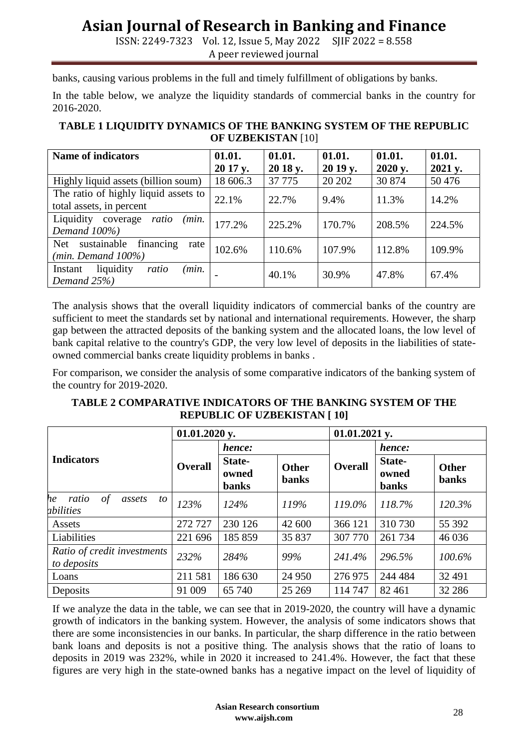banks, causing various problems in the full and timely fulfillment of obligations by banks.

In the table below, we analyze the liquidity standards of commercial banks in the country for 2016-2020.

**TABLE 1 LIQUIDITY DYNAMICS OF THE BANKING SYSTEM OF THE REPUBLIC OF UZBEKISTAN** [10]

| Name of indicators | 01.01. 20 17 y. | 01.01. 20 18 y. | 01.01. 20 19 y. | 01.01. 2020 y. | 01.01. 2021 y. |
|---|---|---|---|---|---|
| Highly liquid assets (billion soum) | 18 606.3 | 37 775 | 20 202 | 30 874 | 50 476 |
| The ratio of highly liquid assets to total assets, in percent | 22.1% | 22.7% | 9.4% | 11.3% | 14.2% |
| Liquidity coverage *ratio (min. Demand 100%)* | 177.2% | 225.2% | 170.7% | 208.5% | 224.5% |
| Net sustainable financing rate *(min. Demand 100%)* | 102.6% | 110.6% | 107.9% | 112.8% | 109.9% |
| Instant liquidity *ratio (min. Demand 25%)* | - | 40.1% | 30.9% | 47.8% | 67.4% |

The analysis shows that the overall liquidity indicators of commercial banks of the country are sufficient to meet the standards set by national and international requirements. However, the sharp gap between the attracted deposits of the banking system and the allocated loans, the low level of bank capital relative to the country's GDP, the very low level of deposits in the liabilities of state-owned commercial banks create liquidity problems in banks .

For comparison, we consider the analysis of some comparative indicators of the banking system of the country for 2019-2020.

**TABLE 2 COMPARATIVE INDICATORS OF THE BANKING SYSTEM OF THE REPUBLIC OF UZBEKISTAN [ 10]**

| Indicators | 01.01.2020 y. | | | 01.01.2021 y. | | |
|---|---|---|---|---|---|---|
| | Overall | *hence:* State-owned banks | Other banks | Overall | *hence:* State-owned banks | Other banks |
| *he ratio of assets to abilities* | *123%* | *124%* | *119%* | *119.0%* | *118.7%* | *120.3%* |
| Assets | 272 727 | 230 126 | 42 600 | 366 121 | 310 730 | 55 392 |
| Liabilities | 221 696 | 185 859 | 35 837 | 307 770 | 261 734 | 46 036 |
| *Ratio of credit investments to deposits* | *232%* | *284%* | *99%* | *241.4%* | *296.5%* | *100.6%* |
| Loans | 211 581 | 186 630 | 24 950 | 276 975 | 244 484 | 32 491 |
| Deposits | 91 009 | 65 740 | 25 269 | 114 747 | 82 461 | 32 286 |

If we analyze the data in the table, we can see that in 2019-2020, the country will have a dynamic growth of indicators in the banking system. However, the analysis of some indicators shows that there are some inconsistencies in our banks. In particular, the sharp difference in the ratio between bank loans and deposits is not a positive thing. The analysis shows that the ratio of loans to deposits in 2019 was 232%, while in 2020 it increased to 241.4%. However, the fact that these figures are very high in the state-owned banks has a negative impact on the level of liquidity of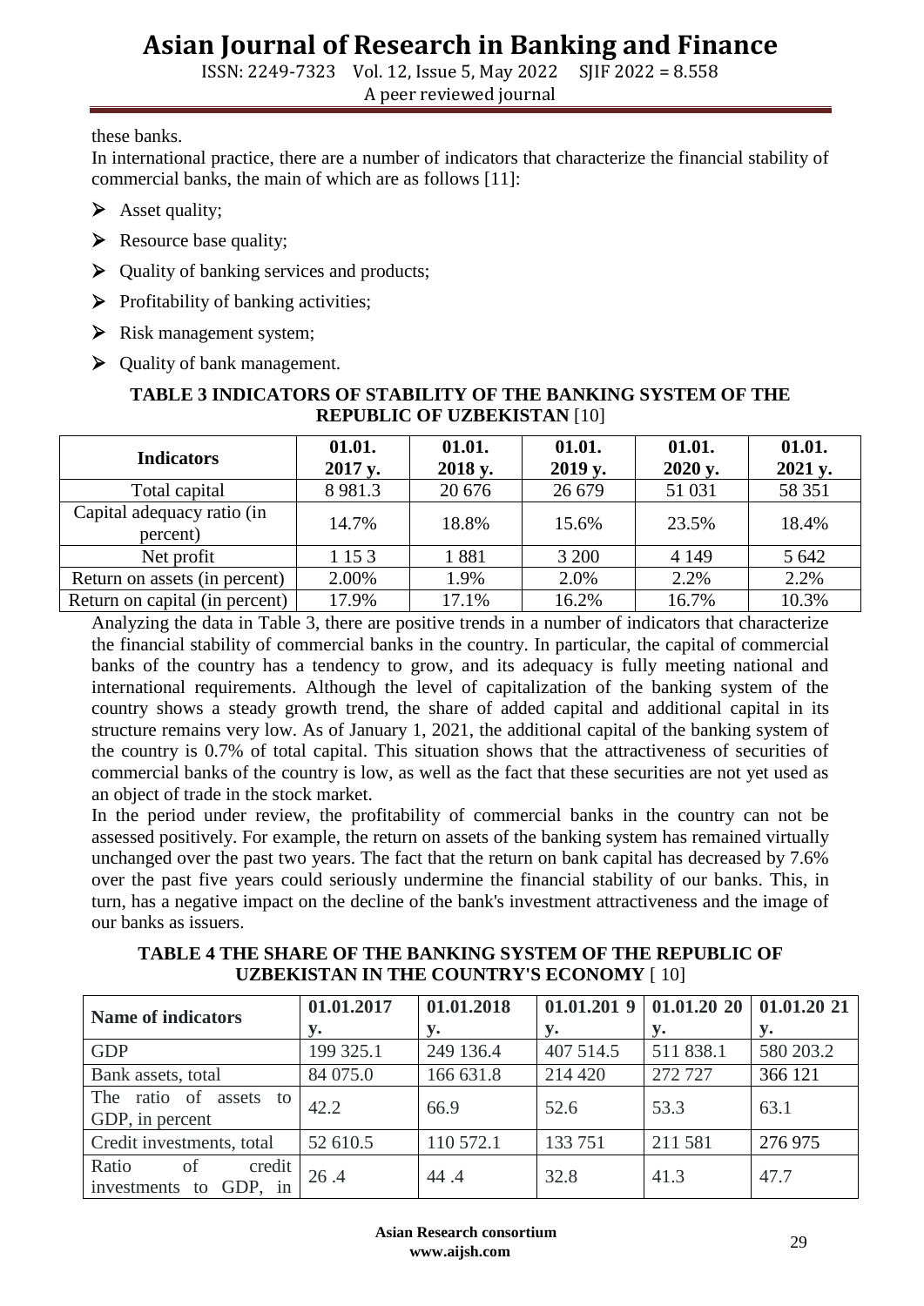these banks.

In international practice, there are a number of indicators that characterize the financial stability of commercial banks, the main of which are as follows [11]:

- Asset quality;
- Resource base quality;
- Quality of banking services and products;
- Profitability of banking activities;
- Risk management system;
- Quality of bank management.

**TABLE 3 INDICATORS OF STABILITY OF THE BANKING SYSTEM OF THE REPUBLIC OF UZBEKISTAN** [10]

| Indicators | 01.01. 2017 y. | 01.01. 2018 y. | 01.01. 2019 y. | 01.01. 2020 y. | 01.01. 2021 y. |
|---|---|---|---|---|---|
| Total capital | 8 981.3 | 20 676 | 26 679 | 51 031 | 58 351 |
| Capital adequacy ratio (in percent) | 14.7% | 18.8% | 15.6% | 23.5% | 18.4% |
| Net profit | 1 15 3 | 1 881 | 3 200 | 4 149 | 5 642 |
| Return on assets (in percent) | 2.00% | 1.9% | 2.0% | 2.2% | 2.2% |
| Return on capital (in percent) | 17.9% | 17.1% | 16.2% | 16.7% | 10.3% |

Analyzing the data in Table 3, there are positive trends in a number of indicators that characterize the financial stability of commercial banks in the country. In particular, the capital of commercial banks of the country has a tendency to grow, and its adequacy is fully meeting national and international requirements. Although the level of capitalization of the banking system of the country shows a steady growth trend, the share of added capital and additional capital in its structure remains very low. As of January 1, 2021, the additional capital of the banking system of the country is 0.7% of total capital. This situation shows that the attractiveness of securities of commercial banks of the country is low, as well as the fact that these securities are not yet used as an object of trade in the stock market.

In the period under review, the profitability of commercial banks in the country can not be assessed positively. For example, the return on assets of the banking system has remained virtually unchanged over the past two years. The fact that the return on bank capital has decreased by 7.6% over the past five years could seriously undermine the financial stability of our banks. This, in turn, has a negative impact on the decline of the bank's investment attractiveness and the image of our banks as issuers.

**TABLE 4 THE SHARE OF THE BANKING SYSTEM OF THE REPUBLIC OF UZBEKISTAN IN THE COUNTRY'S ECONOMY** [ 10]

| Name of indicators | 01.01.2017 y. | 01.01.2018 y. | 01.01.201 9 y. | 01.01.20 20 y. | 01.01.20 21 y. |
|---|---|---|---|---|---|
| GDP | 199 325.1 | 249 136.4 | 407 514.5 | 511 838.1 | 580 203.2 |
| Bank assets, total | 84 075.0 | 166 631.8 | 214 420 | 272 727 | 366 121 |
| The ratio of assets to GDP, in percent | 42.2 | 66.9 | 52.6 | 53.3 | 63.1 |
| Credit investments, total | 52 610.5 | 110 572.1 | 133 751 | 211 581 | 276 975 |
| Ratio of credit investments to GDP, in | 26 .4 | 44 .4 | 32.8 | 41.3 | 47.7 |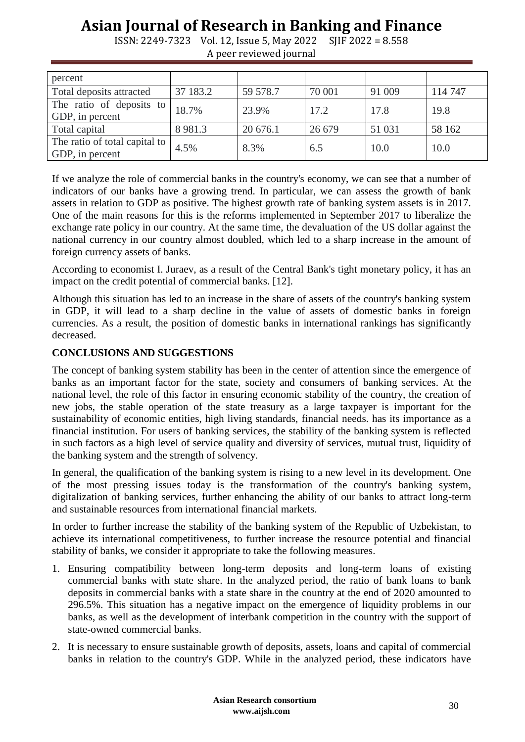| percent | | | | | |
|---|---|---|---|---|---|
| Total deposits attracted | 37 183.2 | 59 578.7 | 70 001 | 91 009 | 114 747 |
| The ratio of deposits to GDP, in percent | 18.7% | 23.9% | 17.2 | 17.8 | 19.8 |
| Total capital | 8 981.3 | 20 676.1 | 26 679 | 51 031 | 58 162 |
| The ratio of total capital to GDP, in percent | 4.5% | 8.3% | 6.5 | 10.0 | 10.0 |

If we analyze the role of commercial banks in the country's economy, we can see that a number of indicators of our banks have a growing trend. In particular, we can assess the growth of bank assets in relation to GDP as positive. The highest growth rate of banking system assets is in 2017. One of the main reasons for this is the reforms implemented in September 2017 to liberalize the exchange rate policy in our country. At the same time, the devaluation of the US dollar against the national currency in our country almost doubled, which led to a sharp increase in the amount of foreign currency assets of banks.

According to economist I. Juraev, as a result of the Central Bank's tight monetary policy, it has an impact on the credit potential of commercial banks. [12].

Although this situation has led to an increase in the share of assets of the country's banking system in GDP, it will lead to a sharp decline in the value of assets of domestic banks in foreign currencies. As a result, the position of domestic banks in international rankings has significantly decreased.

## CONCLUSIONS AND SUGGESTIONS

The concept of banking system stability has been in the center of attention since the emergence of banks as an important factor for the state, society and consumers of banking services. At the national level, the role of this factor in ensuring economic stability of the country, the creation of new jobs, the stable operation of the state treasury as a large taxpayer is important for the sustainability of economic entities, high living standards, financial needs. has its importance as a financial institution. For users of banking services, the stability of the banking system is reflected in such factors as a high level of service quality and diversity of services, mutual trust, liquidity of the banking system and the strength of solvency.

In general, the qualification of the banking system is rising to a new level in its development. One of the most pressing issues today is the transformation of the country's banking system, digitalization of banking services, further enhancing the ability of our banks to attract long-term and sustainable resources from international financial markets.

In order to further increase the stability of the banking system of the Republic of Uzbekistan, to achieve its international competitiveness, to further increase the resource potential and financial stability of banks, we consider it appropriate to take the following measures.

1. Ensuring compatibility between long-term deposits and long-term loans of existing commercial banks with state share. In the analyzed period, the ratio of bank loans to bank deposits in commercial banks with a state share in the country at the end of 2020 amounted to 296.5%. This situation has a negative impact on the emergence of liquidity problems in our banks, as well as the development of interbank competition in the country with the support of state-owned commercial banks.
2. It is necessary to ensure sustainable growth of deposits, assets, loans and capital of commercial banks in relation to the country's GDP. While in the analyzed period, these indicators have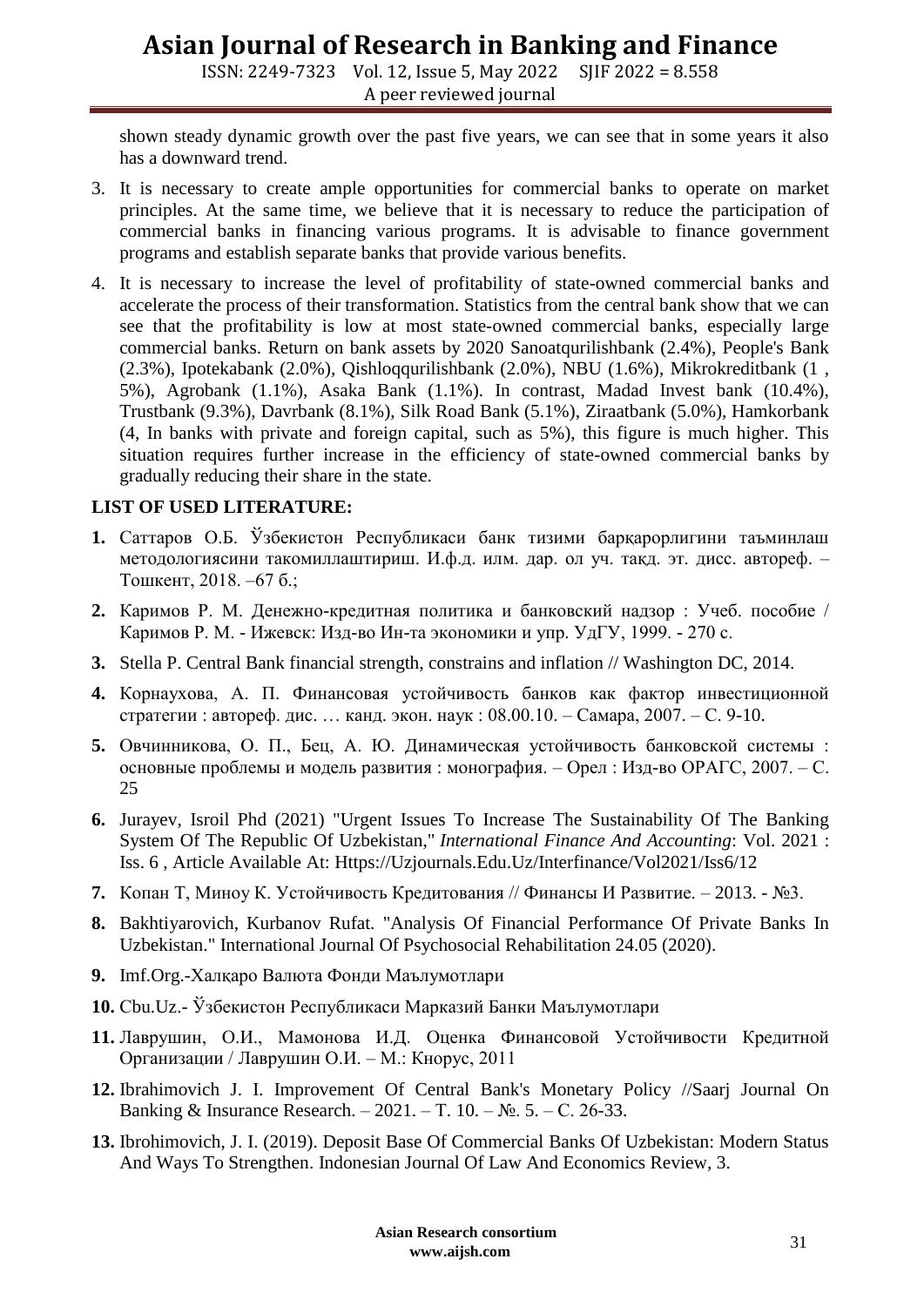shown steady dynamic growth over the past five years, we can see that in some years it also has a downward trend.

3. It is necessary to create ample opportunities for commercial banks to operate on market principles. At the same time, we believe that it is necessary to reduce the participation of commercial banks in financing various programs. It is advisable to finance government programs and establish separate banks that provide various benefits.

4. It is necessary to increase the level of profitability of state-owned commercial banks and accelerate the process of their transformation. Statistics from the central bank show that we can see that the profitability is low at most state-owned commercial banks, especially large commercial banks. Return on bank assets by 2020 Sanoatqurilishbank (2.4%), People's Bank (2.3%), Ipotekabank (2.0%), Qishloqqurilishbank (2.0%), NBU (1.6%), Mikrokreditbank (1 , 5%), Agrobank (1.1%), Asaka Bank (1.1%). In contrast, Madad Invest bank (10.4%), Trustbank (9.3%), Davrbank (8.1%), Silk Road Bank (5.1%), Ziraatbank (5.0%), Hamkorbank (4, In banks with private and foreign capital, such as 5%), this figure is much higher. This situation requires further increase in the efficiency of state-owned commercial banks by gradually reducing their share in the state.

**LIST OF USED LITERATURE:**

1. Саттаров О.Б. Ўзбекистон Республикаси банк тизими барқарорлигини таъминлаш методологиясини такомиллаштириш. И.ф.д. илм. дар. ол уч. тақд. эт. дисс. автореф. – Тошкент, 2018. –67 б.;
2. Каримов Р. М. Денежно-кредитная политика и банковский надзор : Учеб. пособие / Каримов Р. М. - Ижевск: Изд-во Ин-та экономики и упр. УдГУ, 1999. - 270 с.
3. Stella P. Central Bank financial strength, constrains and inflation // Washington DC, 2014.
4. Корнаухова, А. П. Финансовая устойчивость банков как фактор инвестиционной стратегии : автореф. дис. … канд. экон. наук : 08.00.10. – Самара, 2007. – С. 9-10.
5. Овчинникова, О. П., Бец, А. Ю. Динамическая устойчивость банковской системы : основные проблемы и модель развития : монография. – Орел : Изд-во ОРАГС, 2007. – С. 25
6. Jurayev, Isroil Phd (2021) "Urgent Issues To Increase The Sustainability Of The Banking System Of The Republic Of Uzbekistan," *International Finance And Accounting*: Vol. 2021 : Iss. 6 , Article Available At: Https://Uzjournals.Edu.Uz/Interfinance/Vol2021/Iss6/12
7. Копан Т, Миноу К. Устойчивость Кредитования // Финансы И Развитие. – 2013. - №3.
8. Bakhtiyarovich, Kurbanov Rufat. "Analysis Of Financial Performance Of Private Banks In Uzbekistan." International Journal Of Psychosocial Rehabilitation 24.05 (2020).
9. Imf.Org.-Халқаро Валюта Фонди Маълумотлари
10. Cbu.Uz.- Ўзбекистон Республикаси Марказий Банки Маълумотлари
11. Лаврушин, О.И., Мамонова И.Д. Оценка Финансовой Устойчивости Кредитной Организации / Лаврушин О.И. – М.: Кнорус, 2011
12. Ibrahimovich J. I. Improvement Of Central Bank's Monetary Policy //Saarj Journal On Banking & Insurance Research. – 2021. – Т. 10. – №. 5. – С. 26-33.
13. Ibrohimovich, J. I. (2019). Deposit Base Of Commercial Banks Of Uzbekistan: Modern Status And Ways To Strengthen. Indonesian Journal Of Law And Economics Review, 3.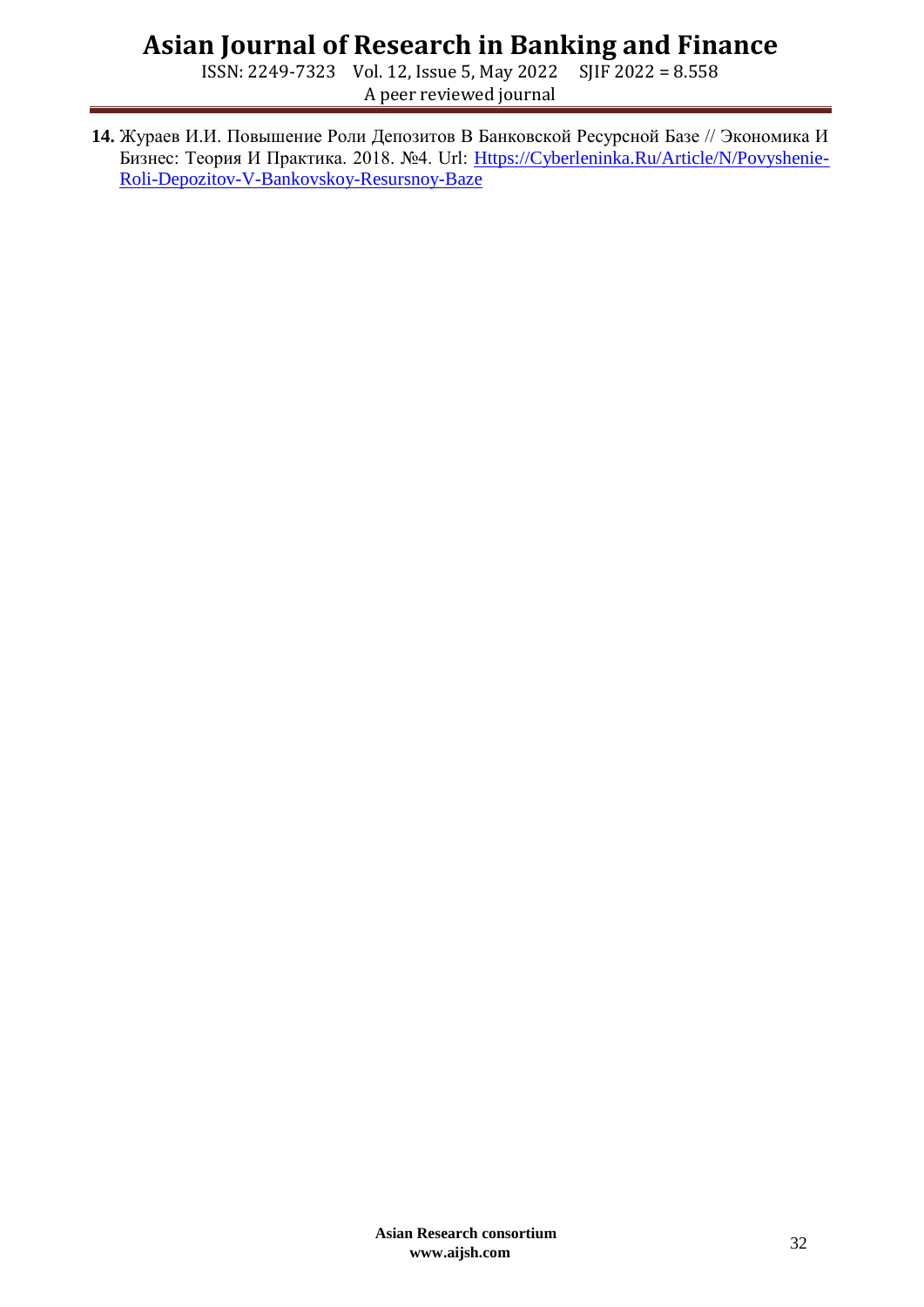**14.** Жураев И.И. Повышение Роли Депозитов В Банковской Ресурсной Базе // Экономика И Бизнес: Теория И Практика. 2018. №4. Url: Https://Cyberleninka.Ru/Article/N/Povyshenie-Roli-Depozitov-V-Bankovskoy-Resursnoy-Baze